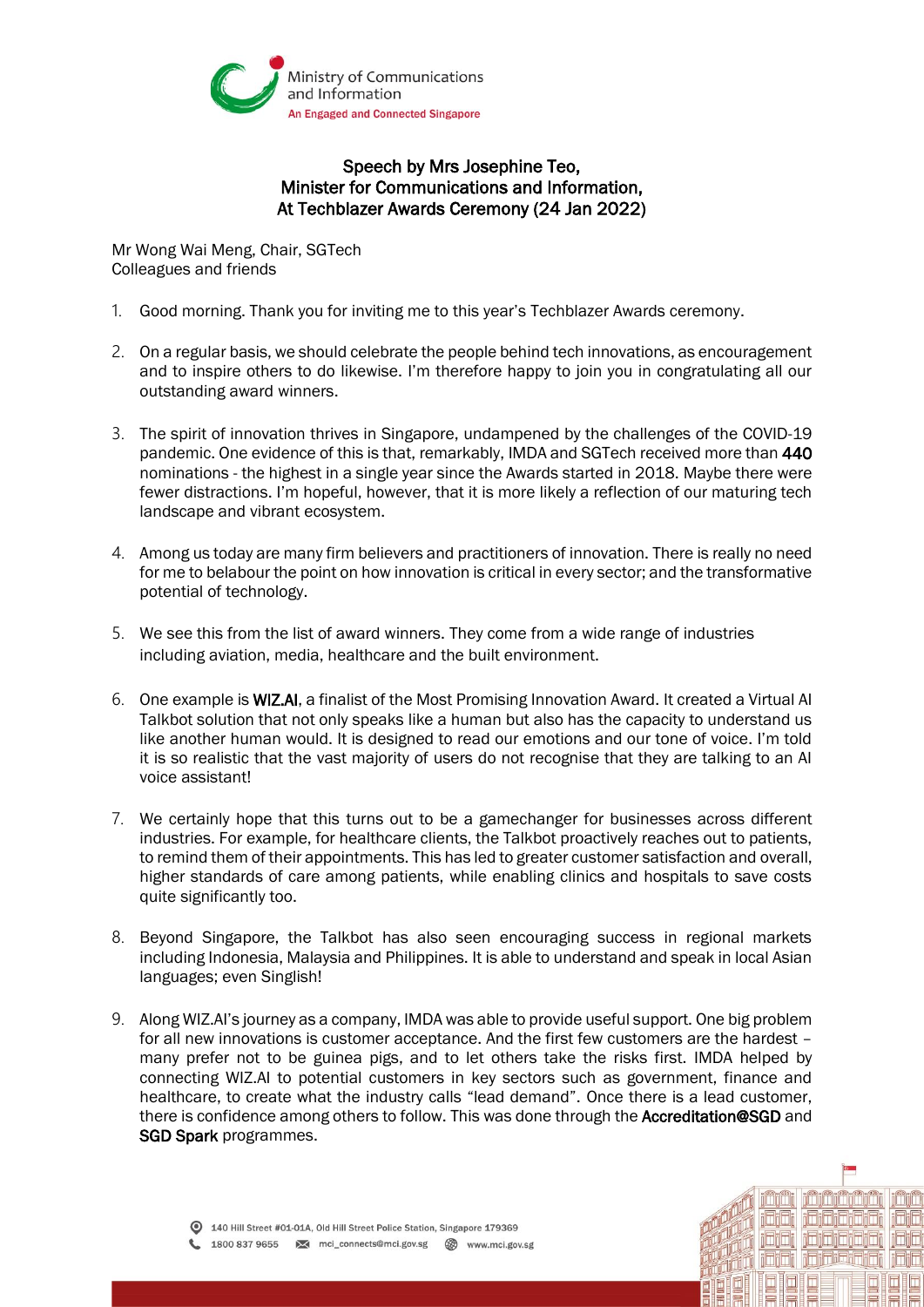Ministry of Communications and Information
An Engaged and Connected Singapore

# Speech by Mrs Josephine Teo, Minister for Communications and Information, At Techblazer Awards Ceremony (24 Jan 2022)

Mr Wong Wai Meng, Chair, SGTech
Colleagues and friends

1. Good morning. Thank you for inviting me to this year's Techblazer Awards ceremony.

2. On a regular basis, we should celebrate the people behind tech innovations, as encouragement and to inspire others to do likewise. I'm therefore happy to join you in congratulating all our outstanding award winners.

3. The spirit of innovation thrives in Singapore, undampened by the challenges of the COVID-19 pandemic. One evidence of this is that, remarkably, IMDA and SGTech received more than **440** nominations - the highest in a single year since the Awards started in 2018. Maybe there were fewer distractions. I'm hopeful, however, that it is more likely a reflection of our maturing tech landscape and vibrant ecosystem.

4. Among us today are many firm believers and practitioners of innovation. There is really no need for me to belabour the point on how innovation is critical in every sector; and the transformative potential of technology.

5. We see this from the list of award winners. They come from a wide range of industries including aviation, media, healthcare and the built environment.

6. One example is **WIZ.AI**, a finalist of the Most Promising Innovation Award. It created a Virtual AI Talkbot solution that not only speaks like a human but also has the capacity to understand us like another human would. It is designed to read our emotions and our tone of voice. I'm told it is so realistic that the vast majority of users do not recognise that they are talking to an AI voice assistant!

7. We certainly hope that this turns out to be a gamechanger for businesses across different industries. For example, for healthcare clients, the Talkbot proactively reaches out to patients, to remind them of their appointments. This has led to greater customer satisfaction and overall, higher standards of care among patients, while enabling clinics and hospitals to save costs quite significantly too.

8. Beyond Singapore, the Talkbot has also seen encouraging success in regional markets including Indonesia, Malaysia and Philippines. It is able to understand and speak in local Asian languages; even Singlish!

9. Along WIZ.AI's journey as a company, IMDA was able to provide useful support. One big problem for all new innovations is customer acceptance. And the first few customers are the hardest – many prefer not to be guinea pigs, and to let others take the risks first. IMDA helped by connecting WIZ.AI to potential customers in key sectors such as government, finance and healthcare, to create what the industry calls "lead demand". Once there is a lead customer, there is confidence among others to follow. This was done through the **Accreditation@SGD** and **SGD Spark** programmes.

140 Hill Street #01-01A, Old Hill Street Police Station, Singapore 179369
1800 837 9655 mci_connects@mci.gov.sg www.mci.gov.sg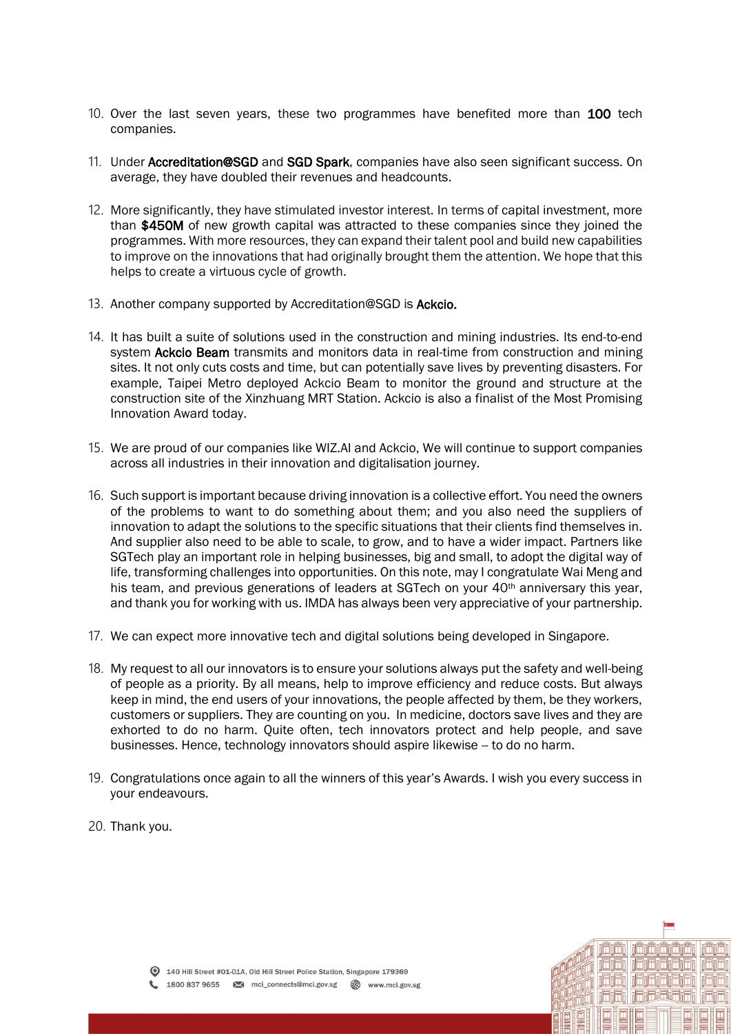10. Over the last seven years, these two programmes have benefited more than **100** tech companies.

11. Under **Accreditation@SGD** and **SGD Spark**, companies have also seen significant success. On average, they have doubled their revenues and headcounts.

12. More significantly, they have stimulated investor interest. In terms of capital investment, more than **$450M** of new growth capital was attracted to these companies since they joined the programmes. With more resources, they can expand their talent pool and build new capabilities to improve on the innovations that had originally brought them the attention. We hope that this helps to create a virtuous cycle of growth.

13. Another company supported by Accreditation@SGD is **Ackcio.**

14. It has built a suite of solutions used in the construction and mining industries. Its end-to-end system **Ackcio Beam** transmits and monitors data in real-time from construction and mining sites. It not only cuts costs and time, but can potentially save lives by preventing disasters. For example, Taipei Metro deployed Ackcio Beam to monitor the ground and structure at the construction site of the Xinzhuang MRT Station. Ackcio is also a finalist of the Most Promising Innovation Award today.

15. We are proud of our companies like WIZ.AI and Ackcio, We will continue to support companies across all industries in their innovation and digitalisation journey.

16. Such support is important because driving innovation is a collective effort. You need the owners of the problems to want to do something about them; and you also need the suppliers of innovation to adapt the solutions to the specific situations that their clients find themselves in. And supplier also need to be able to scale, to grow, and to have a wider impact. Partners like SGTech play an important role in helping businesses, big and small, to adopt the digital way of life, transforming challenges into opportunities. On this note, may I congratulate Wai Meng and his team, and previous generations of leaders at SGTech on your 40th anniversary this year, and thank you for working with us. IMDA has always been very appreciative of your partnership.

17. We can expect more innovative tech and digital solutions being developed in Singapore.

18. My request to all our innovators is to ensure your solutions always put the safety and well-being of people as a priority. By all means, help to improve efficiency and reduce costs. But always keep in mind, the end users of your innovations, the people affected by them, be they workers, customers or suppliers. They are counting on you. In medicine, doctors save lives and they are exhorted to do no harm. Quite often, tech innovators protect and help people, and save businesses. Hence, technology innovators should aspire likewise -- to do no harm.

19. Congratulations once again to all the winners of this year's Awards. I wish you every success in your endeavours.

20. Thank you.